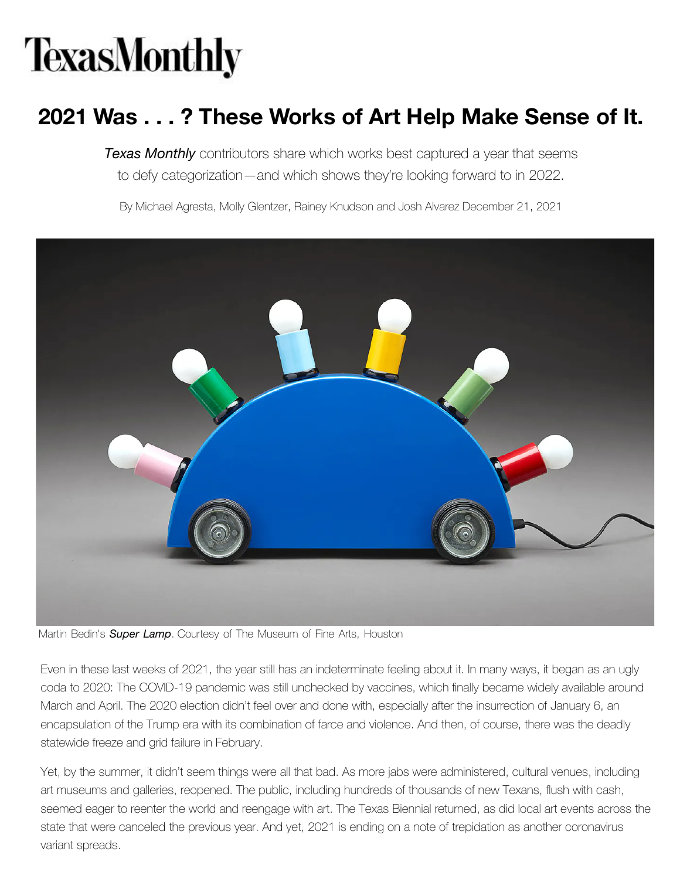# TexasMonthly

## 2021 Was . . . ? These Works of Art Help Make Sense of It.

*Texas Monthly* contributors share which works best captured a year that seems to defy categorization—and which shows they're looking forward to in 2022.

By Michael Agresta, Molly Glentzer, Rainey Knudson and Josh Alvarez December 21, 2021

Martin Bedin's ***Super Lamp***. Courtesy of The Museum of Fine Arts, Houston

Even in these last weeks of 2021, the year still has an indeterminate feeling about it. In many ways, it began as an ugly coda to 2020: The COVID-19 pandemic was still unchecked by vaccines, which finally became widely available around March and April. The 2020 election didn't feel over and done with, especially after the insurrection of January 6, an encapsulation of the Trump era with its combination of farce and violence. And then, of course, there was the deadly statewide freeze and grid failure in February.

Yet, by the summer, it didn't seem things were all that bad. As more jabs were administered, cultural venues, including art museums and galleries, reopened. The public, including hundreds of thousands of new Texans, flush with cash, seemed eager to reenter the world and reengage with art. The Texas Biennial returned, as did local art events across the state that were canceled the previous year. And yet, 2021 is ending on a note of trepidation as another coronavirus variant spreads.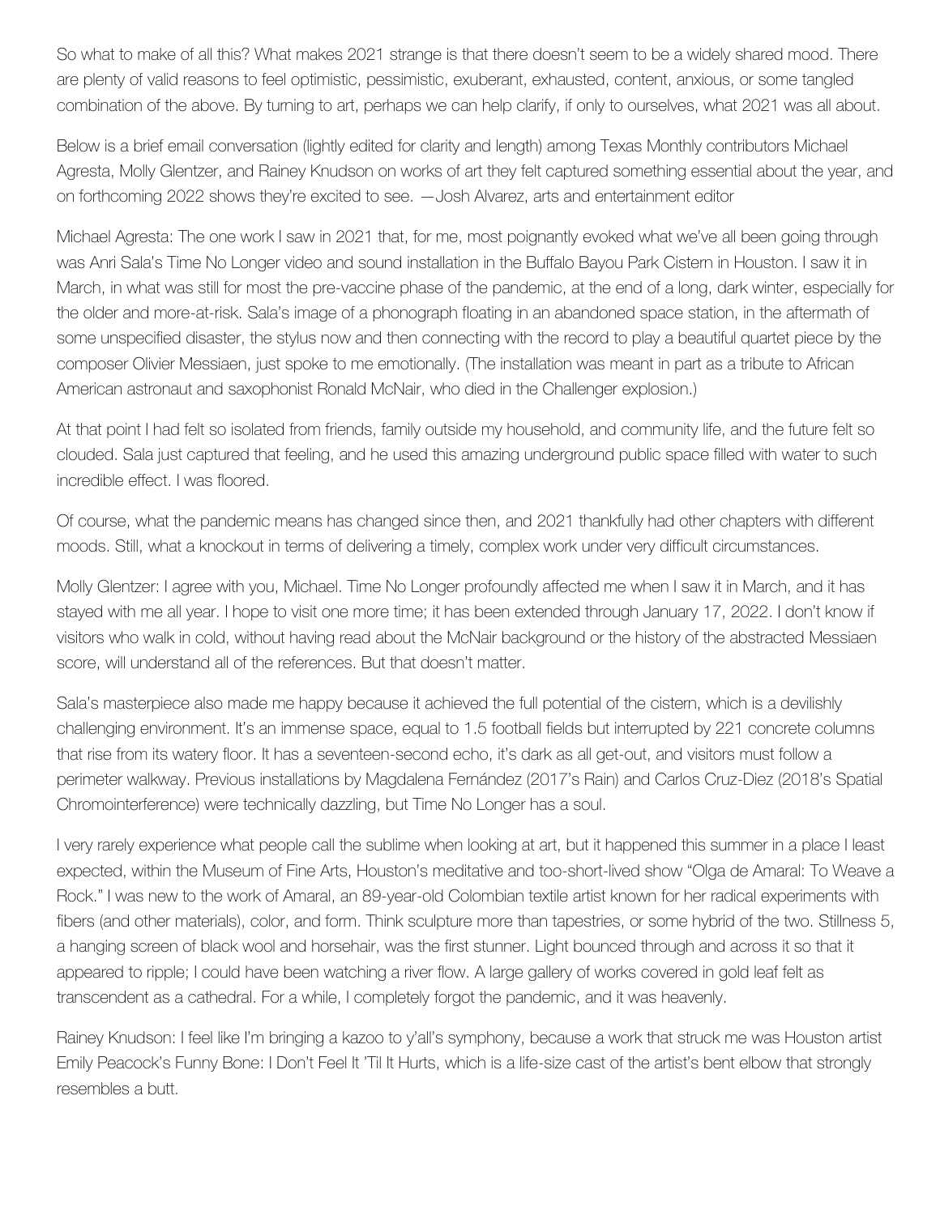So what to make of all this? What makes 2021 strange is that there doesn't seem to be a widely shared mood. There are plenty of valid reasons to feel optimistic, pessimistic, exuberant, exhausted, content, anxious, or some tangled combination of the above. By turning to art, perhaps we can help clarify, if only to ourselves, what 2021 was all about.

Below is a brief email conversation (lightly edited for clarity and length) among Texas Monthly contributors Michael Agresta, Molly Glentzer, and Rainey Knudson on works of art they felt captured something essential about the year, and on forthcoming 2022 shows they're excited to see. —Josh Alvarez, arts and entertainment editor

Michael Agresta: The one work I saw in 2021 that, for me, most poignantly evoked what we've all been going through was Anri Sala's Time No Longer video and sound installation in the Buffalo Bayou Park Cistern in Houston. I saw it in March, in what was still for most the pre-vaccine phase of the pandemic, at the end of a long, dark winter, especially for the older and more-at-risk. Sala's image of a phonograph floating in an abandoned space station, in the aftermath of some unspecified disaster, the stylus now and then connecting with the record to play a beautiful quartet piece by the composer Olivier Messiaen, just spoke to me emotionally. (The installation was meant in part as a tribute to African American astronaut and saxophonist Ronald McNair, who died in the Challenger explosion.)

At that point I had felt so isolated from friends, family outside my household, and community life, and the future felt so clouded. Sala just captured that feeling, and he used this amazing underground public space filled with water to such incredible effect. I was floored.

Of course, what the pandemic means has changed since then, and 2021 thankfully had other chapters with different moods. Still, what a knockout in terms of delivering a timely, complex work under very difficult circumstances.

Molly Glentzer: I agree with you, Michael. Time No Longer profoundly affected me when I saw it in March, and it has stayed with me all year. I hope to visit one more time; it has been extended through January 17, 2022. I don't know if visitors who walk in cold, without having read about the McNair background or the history of the abstracted Messiaen score, will understand all of the references. But that doesn't matter.

Sala's masterpiece also made me happy because it achieved the full potential of the cistern, which is a devilishly challenging environment. It's an immense space, equal to 1.5 football fields but interrupted by 221 concrete columns that rise from its watery floor. It has a seventeen-second echo, it's dark as all get-out, and visitors must follow a perimeter walkway. Previous installations by Magdalena Fernández (2017's Rain) and Carlos Cruz-Diez (2018's Spatial Chromointerference) were technically dazzling, but Time No Longer has a soul.

I very rarely experience what people call the sublime when looking at art, but it happened this summer in a place I least expected, within the Museum of Fine Arts, Houston's meditative and too-short-lived show "Olga de Amaral: To Weave a Rock." I was new to the work of Amaral, an 89-year-old Colombian textile artist known for her radical experiments with fibers (and other materials), color, and form. Think sculpture more than tapestries, or some hybrid of the two. Stillness 5, a hanging screen of black wool and horsehair, was the first stunner. Light bounced through and across it so that it appeared to ripple; I could have been watching a river flow. A large gallery of works covered in gold leaf felt as transcendent as a cathedral. For a while, I completely forgot the pandemic, and it was heavenly.

Rainey Knudson: I feel like I'm bringing a kazoo to y'all's symphony, because a work that struck me was Houston artist Emily Peacock's Funny Bone: I Don't Feel It 'Til It Hurts, which is a life-size cast of the artist's bent elbow that strongly resembles a butt.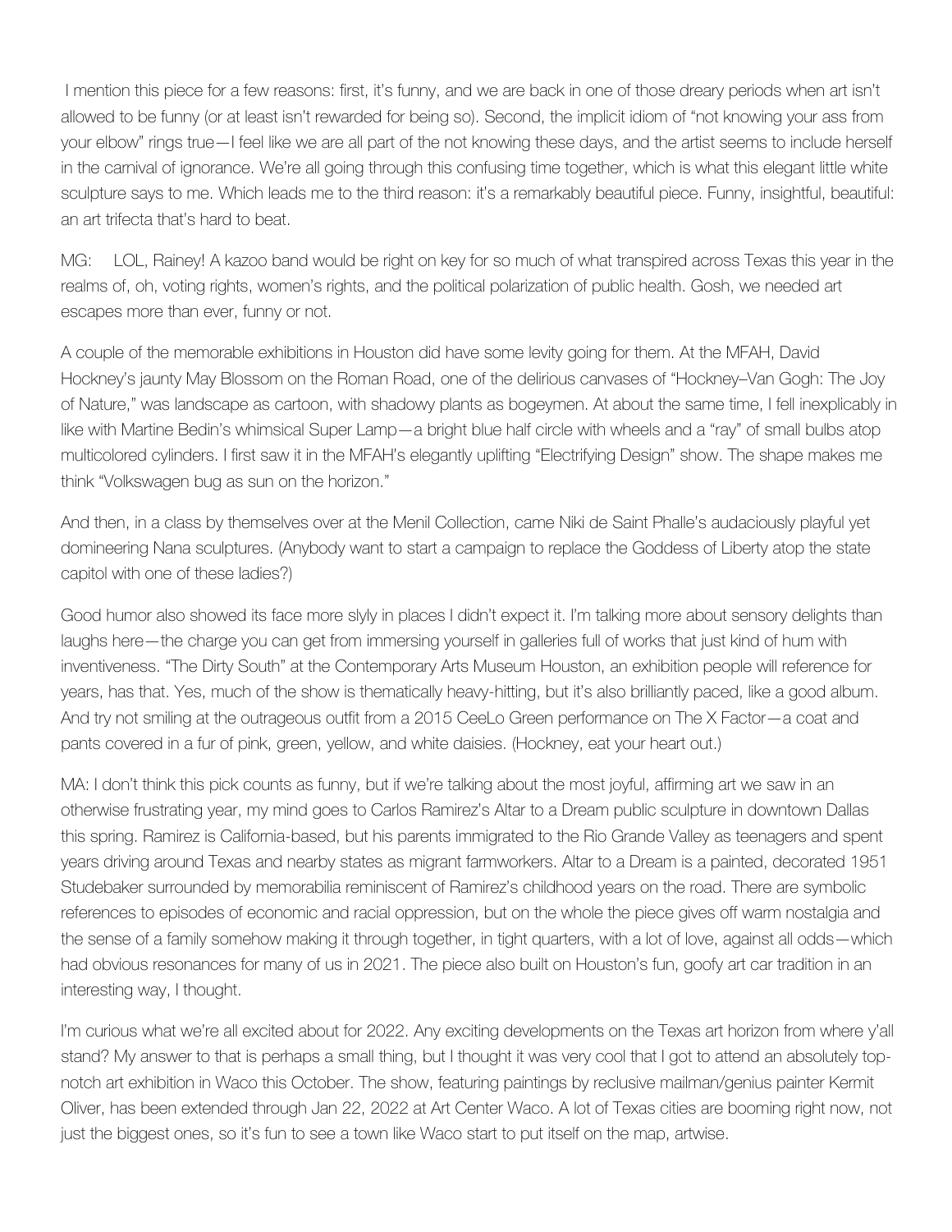I mention this piece for a few reasons: first, it's funny, and we are back in one of those dreary periods when art isn't allowed to be funny (or at least isn't rewarded for being so). Second, the implicit idiom of "not knowing your ass from your elbow" rings true—I feel like we are all part of the not knowing these days, and the artist seems to include herself in the carnival of ignorance. We're all going through this confusing time together, which is what this elegant little white sculpture says to me. Which leads me to the third reason: it's a remarkably beautiful piece. Funny, insightful, beautiful: an art trifecta that's hard to beat.

MG: LOL, Rainey! A kazoo band would be right on key for so much of what transpired across Texas this year in the realms of, oh, voting rights, women's rights, and the political polarization of public health. Gosh, we needed art escapes more than ever, funny or not.

A couple of the memorable exhibitions in Houston did have some levity going for them. At the MFAH, David Hockney's jaunty May Blossom on the Roman Road, one of the delirious canvases of "Hockney–Van Gogh: The Joy of Nature," was landscape as cartoon, with shadowy plants as bogeymen. At about the same time, I fell inexplicably in like with Martine Bedin's whimsical Super Lamp—a bright blue half circle with wheels and a "ray" of small bulbs atop multicolored cylinders. I first saw it in the MFAH's elegantly uplifting "Electrifying Design" show. The shape makes me think "Volkswagen bug as sun on the horizon."

And then, in a class by themselves over at the Menil Collection, came Niki de Saint Phalle's audaciously playful yet domineering Nana sculptures. (Anybody want to start a campaign to replace the Goddess of Liberty atop the state capitol with one of these ladies?)

Good humor also showed its face more slyly in places I didn't expect it. I'm talking more about sensory delights than laughs here—the charge you can get from immersing yourself in galleries full of works that just kind of hum with inventiveness. "The Dirty South" at the Contemporary Arts Museum Houston, an exhibition people will reference for years, has that. Yes, much of the show is thematically heavy-hitting, but it's also brilliantly paced, like a good album. And try not smiling at the outrageous outfit from a 2015 CeeLo Green performance on The X Factor—a coat and pants covered in a fur of pink, green, yellow, and white daisies. (Hockney, eat your heart out.)

MA: I don't think this pick counts as funny, but if we're talking about the most joyful, affirming art we saw in an otherwise frustrating year, my mind goes to Carlos Ramirez's Altar to a Dream public sculpture in downtown Dallas this spring. Ramirez is California-based, but his parents immigrated to the Rio Grande Valley as teenagers and spent years driving around Texas and nearby states as migrant farmworkers. Altar to a Dream is a painted, decorated 1951 Studebaker surrounded by memorabilia reminiscent of Ramirez's childhood years on the road. There are symbolic references to episodes of economic and racial oppression, but on the whole the piece gives off warm nostalgia and the sense of a family somehow making it through together, in tight quarters, with a lot of love, against all odds—which had obvious resonances for many of us in 2021. The piece also built on Houston's fun, goofy art car tradition in an interesting way, I thought.

I'm curious what we're all excited about for 2022. Any exciting developments on the Texas art horizon from where y'all stand? My answer to that is perhaps a small thing, but I thought it was very cool that I got to attend an absolutely top-notch art exhibition in Waco this October. The show, featuring paintings by reclusive mailman/genius painter Kermit Oliver, has been extended through Jan 22, 2022 at Art Center Waco. A lot of Texas cities are booming right now, not just the biggest ones, so it's fun to see a town like Waco start to put itself on the map, artwise.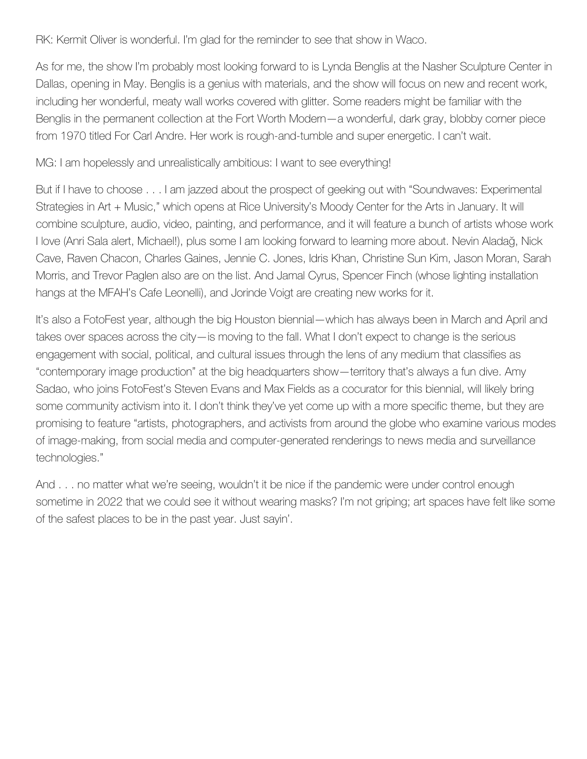RK: Kermit Oliver is wonderful. I'm glad for the reminder to see that show in Waco.

As for me, the show I'm probably most looking forward to is Lynda Benglis at the Nasher Sculpture Center in Dallas, opening in May. Benglis is a genius with materials, and the show will focus on new and recent work, including her wonderful, meaty wall works covered with glitter. Some readers might be familiar with the Benglis in the permanent collection at the Fort Worth Modern—a wonderful, dark gray, blobby corner piece from 1970 titled For Carl Andre. Her work is rough-and-tumble and super energetic. I can't wait.

MG: I am hopelessly and unrealistically ambitious: I want to see everything!

But if I have to choose . . . I am jazzed about the prospect of geeking out with "Soundwaves: Experimental Strategies in Art + Music," which opens at Rice University's Moody Center for the Arts in January. It will combine sculpture, audio, video, painting, and performance, and it will feature a bunch of artists whose work I love (Anri Sala alert, Michael!), plus some I am looking forward to learning more about. Nevin Aladağ, Nick Cave, Raven Chacon, Charles Gaines, Jennie C. Jones, Idris Khan, Christine Sun Kim, Jason Moran, Sarah Morris, and Trevor Paglen also are on the list. And Jamal Cyrus, Spencer Finch (whose lighting installation hangs at the MFAH's Cafe Leonelli), and Jorinde Voigt are creating new works for it.

It's also a FotoFest year, although the big Houston biennial—which has always been in March and April and takes over spaces across the city—is moving to the fall. What I don't expect to change is the serious engagement with social, political, and cultural issues through the lens of any medium that classifies as "contemporary image production" at the big headquarters show—territory that's always a fun dive. Amy Sadao, who joins FotoFest's Steven Evans and Max Fields as a cocurator for this biennial, will likely bring some community activism into it. I don't think they've yet come up with a more specific theme, but they are promising to feature "artists, photographers, and activists from around the globe who examine various modes of image-making, from social media and computer-generated renderings to news media and surveillance technologies."

And . . . no matter what we're seeing, wouldn't it be nice if the pandemic were under control enough sometime in 2022 that we could see it without wearing masks? I'm not griping; art spaces have felt like some of the safest places to be in the past year. Just sayin'.